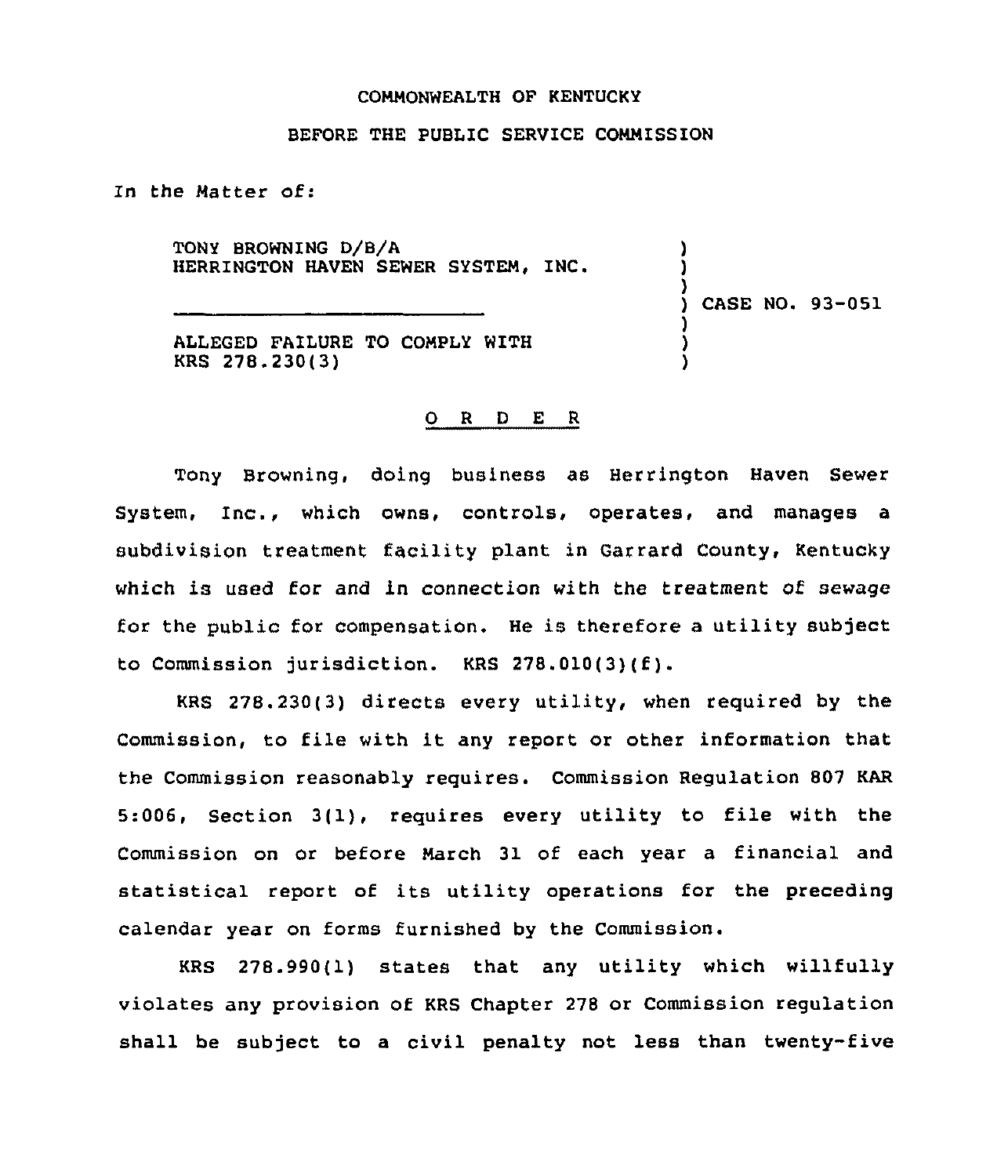COMMONWEALTH OF KENTUCKY

BEFORE THE PUBLIC SERVICE COMMISSION

In the Matter of:

TONY BROWNING D/B/A HERRINGTON HAVEN SEWER SYSTEM, INC.

ALLEGED FAILURE TO COMPLY WITH KRS 278.230(3)

) CASE NO. 93-051

O R D E R

Tony Browning, doing business as Herrington Haven Sewer System, Inc., which owns, controls, operates, and manages a subdivision treatment facility plant in Garrard County, Kentucky which is used for and in connection with the treatment of sewage for the public for compensation. He is therefore a utility subject to Commission jurisdiction. KRS 278.010(3)(f).

KRS 278.230(3) directs every utility, when required by the Commission, to file with it any report or other information that the Commission reasonably requires. Commission Regulation 807 KAR 5:006, Section 3(1), requires every utility to file with the Commission on or before March 31 of each year a financial and statistical report of its utility operations for the preceding calendar year on forms furnished by the Commission.

KRS 278.990(1) states that any utility which willfully violates any provision of KRS Chapter 278 or Commission regulation shall be subject to a civil penalty not less than twenty-five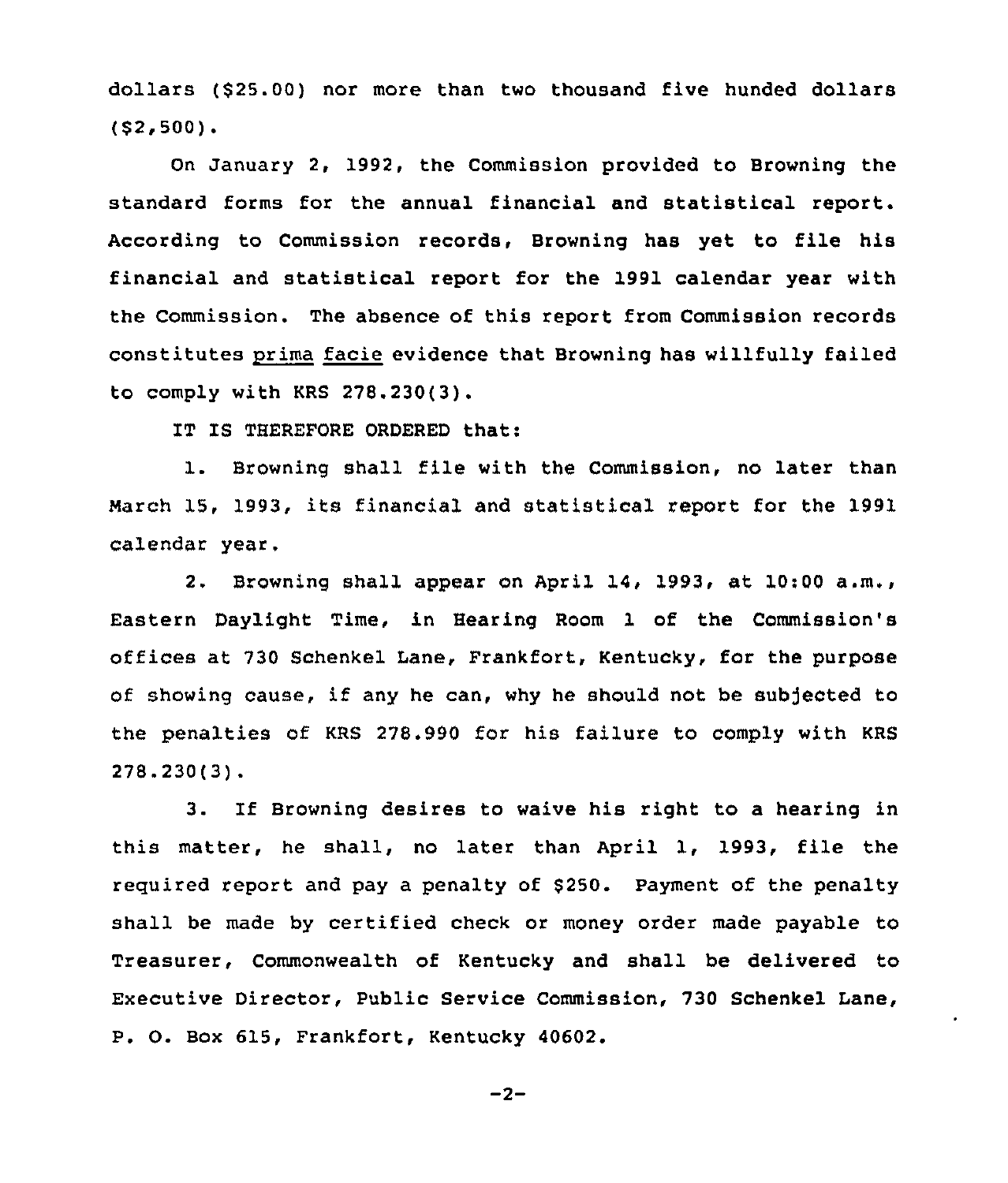dollars ($25.00) nor more than two thousand five hunded dollars ($2,500).

On January 2, 1992, the Commission provided to Browning the standard forms for the annual financial and statistical report. According to Commission records, Browning has yet to file his financial and statistical report for the 1991 calendar year with the Commission. The absence of this report from Commission records constitutes prima facie evidence that Browning has willfully failed to comply with KRS 278.230(3).

IT IS THEREFORE ORDERED that:

1. Browning shall file with the Commission, no later than March 15, 1993, its financial and statistical report for the 1991 calendar year.

2. Browning shall appear on April 14, 1993, at 10:00 a.m., Eastern Daylight Time, in Hearing Room 1 of the Commission's offices at 730 Schenkel Lane, Frankfort, Kentucky, for the purpose of showing cause, if any he can, why he should not be subjected to the penalties of KRS 278.990 for his failure to comply with KRS 278.230(3).

3. If Browning desires to waive his right to a hearing in this matter, he shall, no later than April 1, 1993, file the required report and pay a penalty of $250. Payment of the penalty shall be made by certified check or money order made payable to Treasurer, Commonwealth of Kentucky and shall be delivered to Executive Director, Public Service Commission, 730 Schenkel Lane, P. O. Box 615, Frankfort, Kentucky 40602.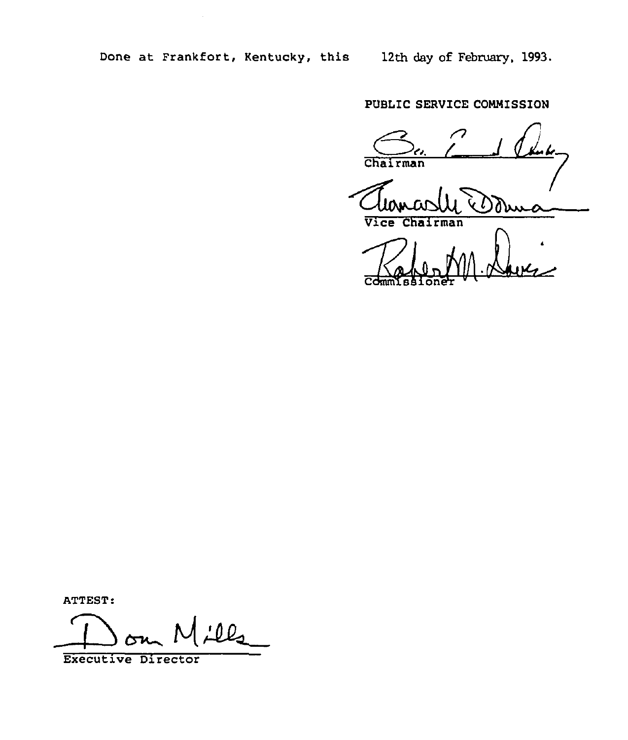Done at Frankfort, Kentucky, this 12th day of February, 1993.

PUBLIC SERVICE COMMISSION

Chairman

Vice Chairman

Commissioner

ATTEST:

Executive Director